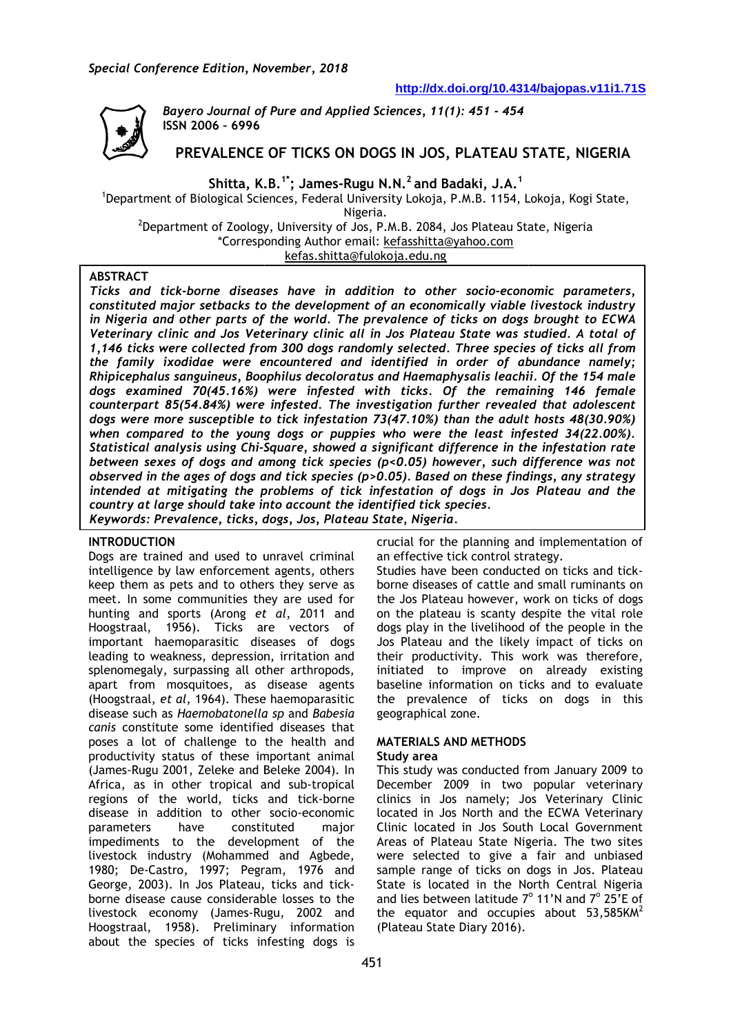*Special Conference Edition, November, 2018*

**http://dx.doi.org/10.4314/bajopas.v11i1.71S**

*Bayero Journal of Pure and Applied Sciences, 11(1): 451 - 454*
**ISSN 2006 – 6996**

# PREVALENCE OF TICKS ON DOGS IN JOS, PLATEAU STATE, NIGERIA

**Shitta, K.B.[1*]; James-Rugu N.N.[2] and Badaki, J.A.[1]**

[1]Department of Biological Sciences, Federal University Lokoja, P.M.B. 1154, Lokoja, Kogi State, Nigeria.
[2]Department of Zoology, University of Jos, P.M.B. 2084, Jos Plateau State, Nigeria
*Corresponding Author email: kefasshitta@yahoo.com
kefas.shitta@fulokoja.edu.ng

## ABSTRACT

***Ticks and tick-borne diseases have in addition to other socio-economic parameters, constituted major setbacks to the development of an economically viable livestock industry in Nigeria and other parts of the world. The prevalence of ticks on dogs brought to ECWA Veterinary clinic and Jos Veterinary clinic all in Jos Plateau State was studied. A total of 1,146 ticks were collected from 300 dogs randomly selected. Three species of ticks all from the family ixodidae were encountered and identified in order of abundance namely; Rhipicephalus sanguineus, Boophilus decoloratus and Haemaphysalis leachii. Of the 154 male dogs examined 70(45.16%) were infested with ticks. Of the remaining 146 female counterpart 85(54.84%) were infested. The investigation further revealed that adolescent dogs were more susceptible to tick infestation 73(47.10%) than the adult hosts 48(30.90%) when compared to the young dogs or puppies who were the least infested 34(22.00%). Statistical analysis using Chi-Square, showed a significant difference in the infestation rate between sexes of dogs and among tick species (p<0.05) however, such difference was not observed in the ages of dogs and tick species (p>0.05). Based on these findings, any strategy intended at mitigating the problems of tick infestation of dogs in Jos Plateau and the country at large should take into account the identified tick species.***

***Keywords: Prevalence, ticks, dogs, Jos, Plateau State, Nigeria.***

## INTRODUCTION

Dogs are trained and used to unravel criminal intelligence by law enforcement agents, others keep them as pets and to others they serve as meet. In some communities they are used for hunting and sports (Arong *et al*, 2011 and Hoogstraal, 1956). Ticks are vectors of important haemoparasitic diseases of dogs leading to weakness, depression, irritation and splenomegaly, surpassing all other arthropods, apart from mosquitoes, as disease agents (Hoogstraal, *et al*, 1964). These haemoparasitic disease such as *Haemobatonella sp* and *Babesia canis* constitute some identified diseases that poses a lot of challenge to the health and productivity status of these important animal (James-Rugu 2001, Zeleke and Beleke 2004). In Africa, as in other tropical and sub-tropical regions of the world, ticks and tick-borne disease in addition to other socio-economic parameters have constituted major impediments to the development of the livestock industry (Mohammed and Agbede, 1980; De-Castro, 1997; Pegram, 1976 and George, 2003). In Jos Plateau, ticks and tick-borne disease cause considerable losses to the livestock economy (James-Rugu, 2002 and Hoogstraal, 1958). Preliminary information about the species of ticks infesting dogs is crucial for the planning and implementation of an effective tick control strategy.

Studies have been conducted on ticks and tick-borne diseases of cattle and small ruminants on the Jos Plateau however, work on ticks of dogs on the plateau is scanty despite the vital role dogs play in the livelihood of the people in the Jos Plateau and the likely impact of ticks on their productivity. This work was therefore, initiated to improve on already existing baseline information on ticks and to evaluate the prevalence of ticks on dogs in this geographical zone.

## MATERIALS AND METHODS

### Study area

This study was conducted from January 2009 to December 2009 in two popular veterinary clinics in Jos namely; Jos Veterinary Clinic located in Jos North and the ECWA Veterinary Clinic located in Jos South Local Government Areas of Plateau State Nigeria. The two sites were selected to give a fair and unbiased sample range of ticks on dogs in Jos. Plateau State is located in the North Central Nigeria and lies between latitude 7° 11'N and 7° 25'E of the equator and occupies about 53,585KM$^2$ (Plateau State Diary 2016).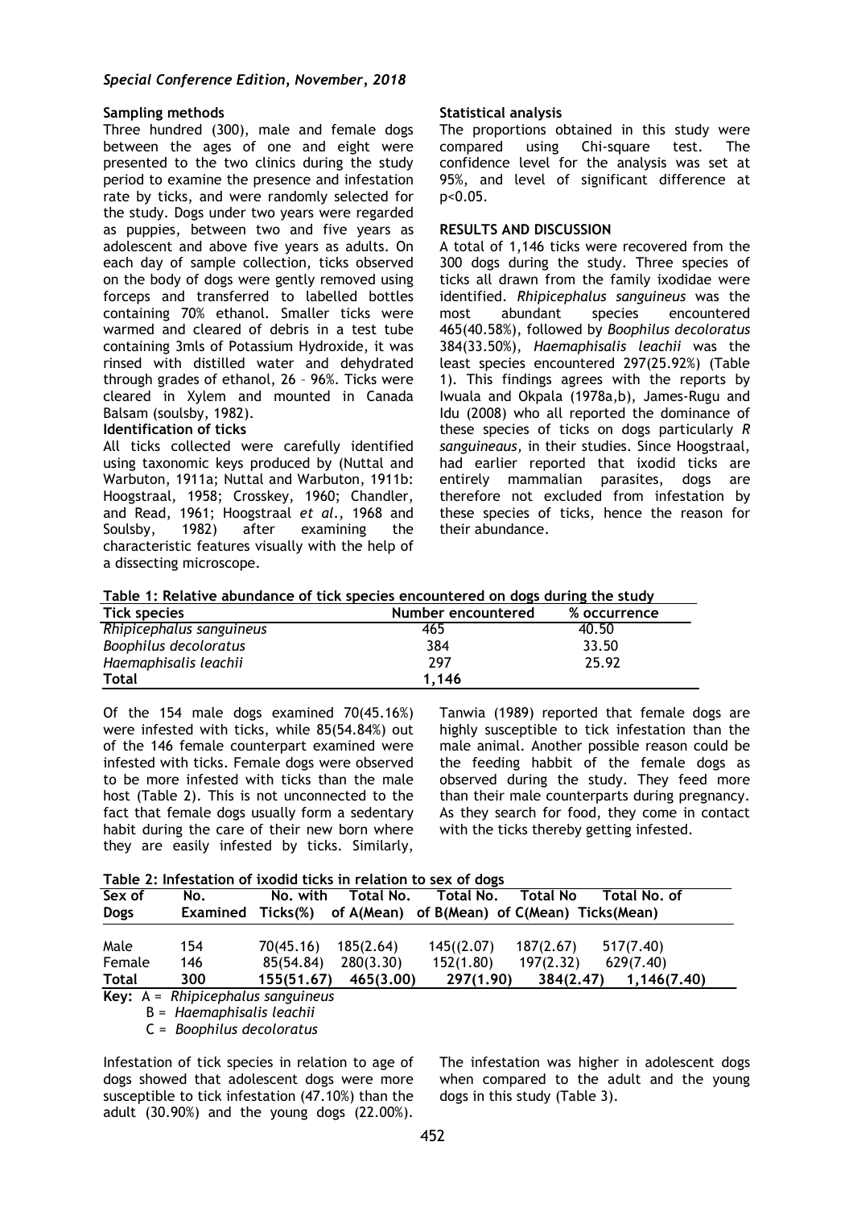### Sampling methods

Three hundred (300), male and female dogs between the ages of one and eight were presented to the two clinics during the study period to examine the presence and infestation rate by ticks, and were randomly selected for the study. Dogs under two years were regarded as puppies, between two and five years as adolescent and above five years as adults. On each day of sample collection, ticks observed on the body of dogs were gently removed using forceps and transferred to labelled bottles containing 70% ethanol. Smaller ticks were warmed and cleared of debris in a test tube containing 3mls of Potassium Hydroxide, it was rinsed with distilled water and dehydrated through grades of ethanol, 26 – 96%. Ticks were cleared in Xylem and mounted in Canada Balsam (soulsby, 1982).

### Identification of ticks

All ticks collected were carefully identified using taxonomic keys produced by (Nuttal and Warbuton, 1911a; Nuttal and Warbuton, 1911b: Hoogstraal, 1958; Crosskey, 1960; Chandler, and Read, 1961; Hoogstraal *et al*., 1968 and Soulsby, 1982) after examining the characteristic features visually with the help of a dissecting microscope.

### Statistical analysis

The proportions obtained in this study were compared using Chi-square test. The confidence level for the analysis was set at 95%, and level of significant difference at p<0.05.

## RESULTS AND DISCUSSION

A total of 1,146 ticks were recovered from the 300 dogs during the study. Three species of ticks all drawn from the family ixodidae were identified. *Rhipicephalus sanguineus* was the most abundant species encountered 465(40.58%), followed by *Boophilus decoloratus* 384(33.50%), *Haemaphisalis leachii* was the least species encountered 297(25.92%) (Table 1). This findings agrees with the reports by Iwuala and Okpala (1978a,b), James-Rugu and Idu (2008) who all reported the dominance of these species of ticks on dogs particularly *R sanguineaus*, in their studies. Since Hoogstraal, had earlier reported that ixodid ticks are entirely mammalian parasites, dogs are therefore not excluded from infestation by these species of ticks, hence the reason for their abundance.

**Table 1: Relative abundance of tick species encountered on dogs during the study**

| Tick species | Number encountered | % occurrence |
|---|---|---|
| *Rhipicephalus sanguineus* | 465 | 40.50 |
| *Boophilus decoloratus* | 384 | 33.50 |
| *Haemaphisalis leachii* | 297 | 25.92 |
| **Total** | **1,146** | |

Of the 154 male dogs examined 70(45.16%) were infested with ticks, while 85(54.84%) out of the 146 female counterpart examined were infested with ticks. Female dogs were observed to be more infested with ticks than the male host (Table 2). This is not unconnected to the fact that female dogs usually form a sedentary habit during the care of their new born where they are easily infested by ticks. Similarly, Tanwia (1989) reported that female dogs are highly susceptible to tick infestation than the male animal. Another possible reason could be the feeding habbit of the female dogs as observed during the study. They feed more than their male counterparts during pregnancy. As they search for food, they come in contact with the ticks thereby getting infested.

**Table 2: Infestation of ixodid ticks in relation to sex of dogs**

| Sex of Dogs | No. Examined | No. with Ticks(%) | Total No. of A(Mean) | Total No. of B(Mean) | Total No of C(Mean) | Total No. of Ticks(Mean) |
|---|---|---|---|---|---|---|
| Male | 154 | 70(45.16) | 185(2.64) | 145((2.07) | 187(2.67) | 517(7.40) |
| Female | 146 | 85(54.84) | 280(3.30) | 152(1.80) | 197(2.32) | 629(7.40) |
| **Total** | **300** | **155(51.67)** | **465(3.00)** | **297(1.90)** | **384(2.47)** | **1,146(7.40)** |

**Key:** A = *Rhipicephalus sanguineus*
B = *Haemaphisalis leachii*
C = *Boophilus decoloratus*

Infestation of tick species in relation to age of dogs showed that adolescent dogs were more susceptible to tick infestation (47.10%) than the adult (30.90%) and the young dogs (22.00%). The infestation was higher in adolescent dogs when compared to the adult and the young dogs in this study (Table 3).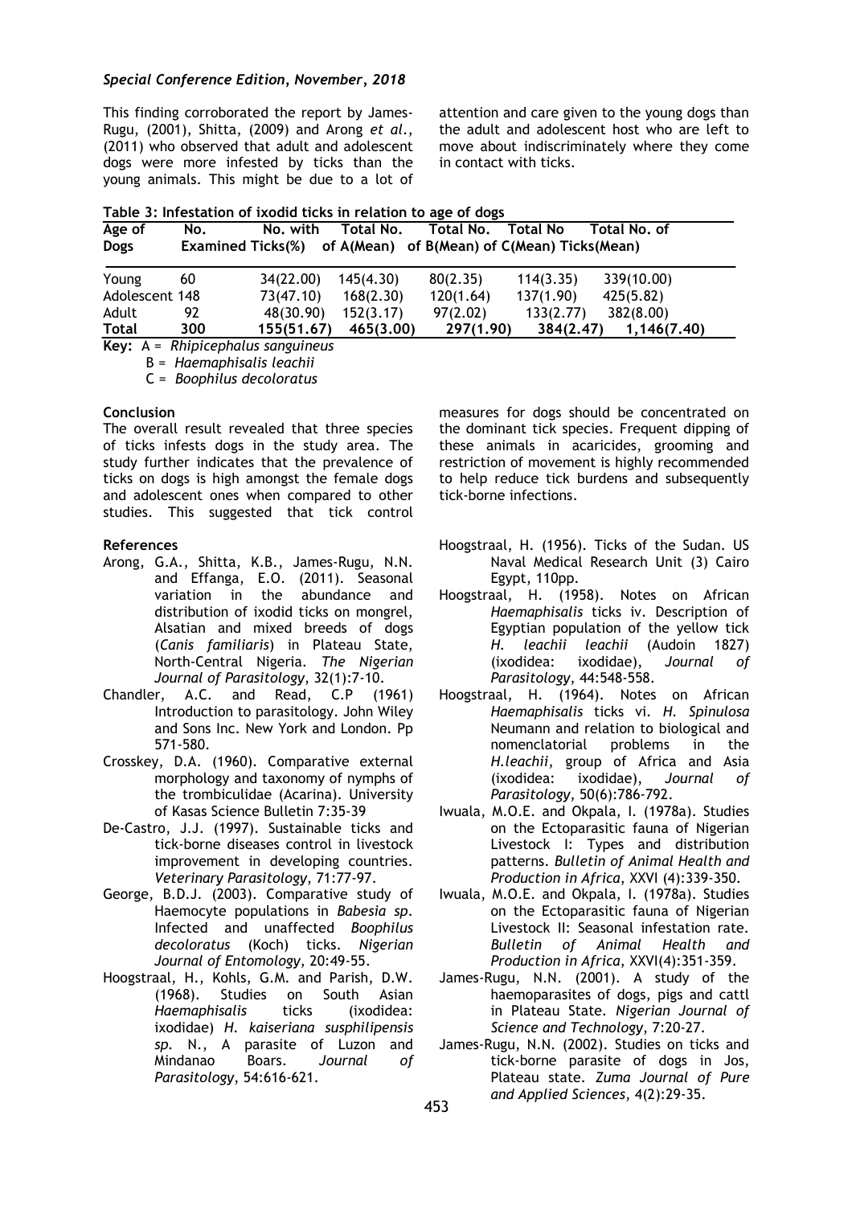This finding corroborated the report by James-Rugu, (2001), Shitta, (2009) and Arong *et al*., (2011) who observed that adult and adolescent dogs were more infested by ticks than the young animals. This might be due to a lot of attention and care given to the young dogs than the adult and adolescent host who are left to move about indiscriminately where they come in contact with ticks.

**Table 3: Infestation of ixodid ticks in relation to age of dogs**

| Age of Dogs | No. Examined | No. with Ticks(%) | Total No. of A(Mean) | Total No. of B(Mean) | Total No of C(Mean) | Total No. of Ticks(Mean) |
|---|---|---|---|---|---|---|
| Young | 60 | 34(22.00) | 145(4.30) | 80(2.35) | 114(3.35) | 339(10.00) |
| Adolescent | 148 | 73(47.10) | 168(2.30) | 120(1.64) | 137(1.90) | 425(5.82) |
| Adult | 92 | 48(30.90) | 152(3.17) | 97(2.02) | 133(2.77) | 382(8.00) |
| **Total** | **300** | **155(51.67)** | **465(3.00)** | **297(1.90)** | **384(2.47)** | **1,146(7.40)** |

**Key:** A = *Rhipicephalus sanguineus*
B = *Haemaphisalis leachii*
C = *Boophilus decoloratus*

**Conclusion**

The overall result revealed that three species of ticks infests dogs in the study area. The study further indicates that the prevalence of ticks on dogs is high amongst the female dogs and adolescent ones when compared to other studies. This suggested that tick control measures for dogs should be concentrated on the dominant tick species. Frequent dipping of these animals in acaricides, grooming and restriction of movement is highly recommended to help reduce tick burdens and subsequently tick-borne infections.

**References**

- Arong, G.A., Shitta, K.B., James-Rugu, N.N. and Effanga, E.O. (2011). Seasonal variation in the abundance and distribution of ixodid ticks on mongrel, Alsatian and mixed breeds of dogs (*Canis familiaris*) in Plateau State, North-Central Nigeria. *The Nigerian Journal of Parasitology,* 32(1):7-10.
- Chandler, A.C. and Read, C.P (1961) Introduction to parasitology. John Wiley and Sons Inc. New York and London. Pp 571-580.
- Crosskey, D.A. (1960). Comparative external morphology and taxonomy of nymphs of the trombiculidae (Acarina). University of Kasas Science Bulletin 7:35-39
- De-Castro, J.J. (1997). Sustainable ticks and tick-borne diseases control in livestock improvement in developing countries. *Veterinary Parasitology*, 71:77-97.
- George, B.D.J. (2003). Comparative study of Haemocyte populations in *Babesia sp.* Infected and unaffected *Boophilus decoloratus* (Koch) ticks. *Nigerian Journal of Entomology*, 20:49-55.
- Hoogstraal, H., Kohls, G.M. and Parish, D.W. (1968). Studies on South Asian *Haemaphisalis* ticks (ixodidea: ixodidae) *H. kaiseriana susphilipensis sp.* N., A parasite of Luzon and Mindanao Boars. *Journal of Parasitology*, 54:616-621.
- Hoogstraal, H. (1956). Ticks of the Sudan. US Naval Medical Research Unit (3) Cairo Egypt, 110pp.
- Hoogstraal, H. (1958). Notes on African *Haemaphisalis* ticks iv. Description of Egyptian population of the yellow tick *H. leachii leachii* (Audoin 1827) (ixodidea: ixodidae), *Journal of Parasitology*, 44:548-558.
- Hoogstraal, H. (1964). Notes on African *Haemaphisalis* ticks vi. *H. Spinulosa* Neumann and relation to biological and nomenclatorial problems in the *H.leachii*, group of Africa and Asia (ixodidea: ixodidae), *Journal of Parasitology*, 50(6):786-792.
- Iwuala, M.O.E. and Okpala, I. (1978a). Studies on the Ectoparasitic fauna of Nigerian Livestock I: Types and distribution patterns. *Bulletin of Animal Health and Production in Africa,* XXVI (4):339-350.
- Iwuala, M.O.E. and Okpala, I. (1978a). Studies on the Ectoparasitic fauna of Nigerian Livestock II: Seasonal infestation rate. *Bulletin of Animal Health and Production in Africa*, XXVI(4):351-359.
- James-Rugu, N.N. (2001). A study of the haemoparasites of dogs, pigs and cattl in Plateau State. *Nigerian Journal of Science and Technology,* 7:20-27.
- James-Rugu, N.N. (2002). Studies on ticks and tick-borne parasite of dogs in Jos, Plateau state. *Zuma Journal of Pure and Applied Sciences*, 4(2):29-35.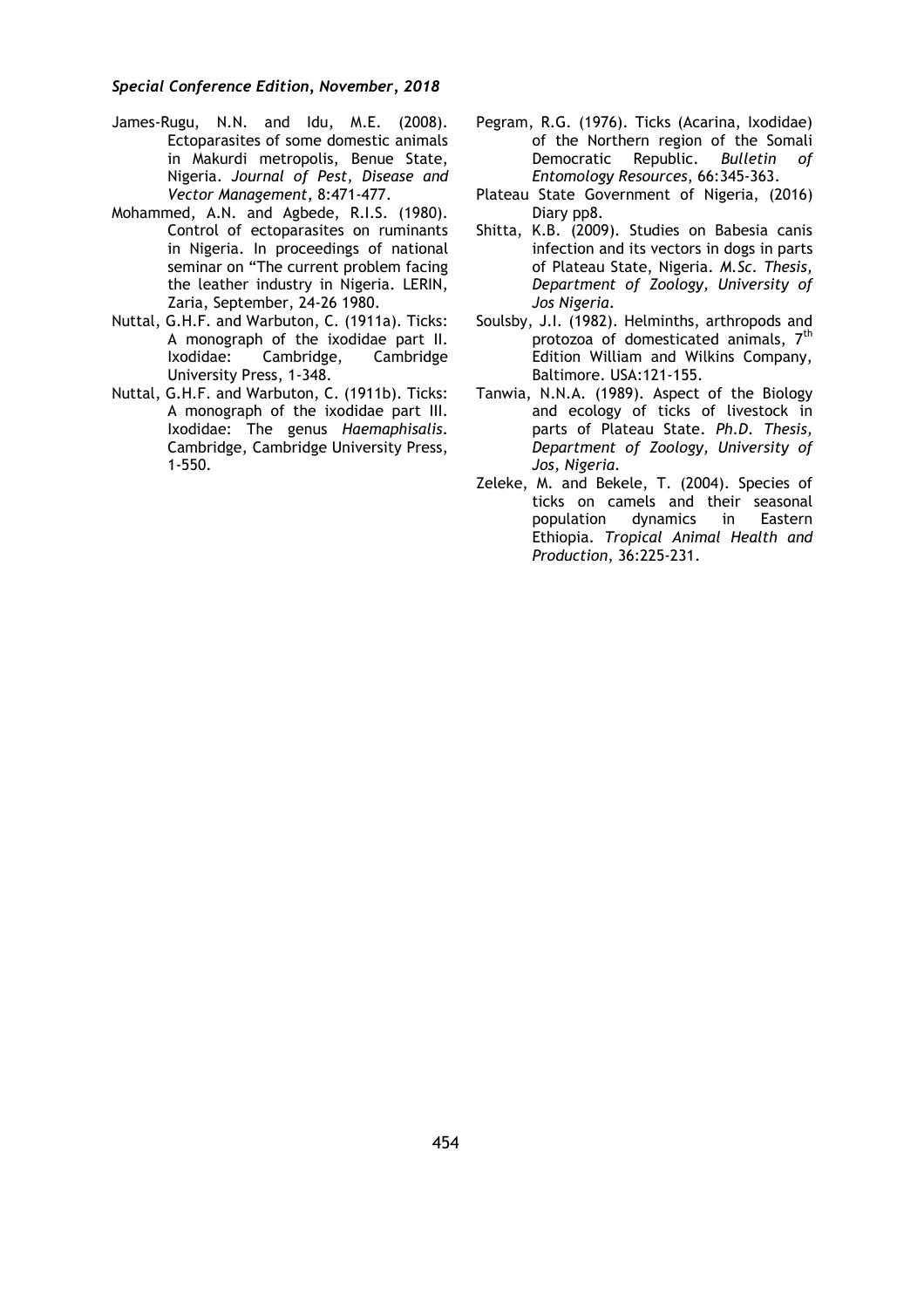James-Rugu, N.N. and Idu, M.E. (2008). Ectoparasites of some domestic animals in Makurdi metropolis, Benue State, Nigeria. *Journal of Pest, Disease and Vector Management*, 8:471-477.

Mohammed, A.N. and Agbede, R.I.S. (1980). Control of ectoparasites on ruminants in Nigeria. In proceedings of national seminar on "The current problem facing the leather industry in Nigeria. LERIN, Zaria, September, 24-26 1980.

Nuttal, G.H.F. and Warbuton, C. (1911a). Ticks: A monograph of the ixodidae part II. Ixodidae: Cambridge, Cambridge University Press, 1-348.

Nuttal, G.H.F. and Warbuton, C. (1911b). Ticks: A monograph of the ixodidae part III. Ixodidae: The genus *Haemaphisalis*. Cambridge, Cambridge University Press, 1-550.

Pegram, R.G. (1976). Ticks (Acarina, Ixodidae) of the Northern region of the Somali Democratic Republic. *Bulletin of Entomology Resources*, 66:345-363.

Plateau State Government of Nigeria, (2016) Diary pp8.

Shitta, K.B. (2009). Studies on Babesia canis infection and its vectors in dogs in parts of Plateau State, Nigeria. *M.Sc. Thesis, Department of Zoology, University of Jos Nigeria*.

Soulsby, J.I. (1982). Helminths, arthropods and protozoa of domesticated animals, 7th Edition William and Wilkins Company, Baltimore. USA:121-155.

Tanwia, N.N.A. (1989). Aspect of the Biology and ecology of ticks of livestock in parts of Plateau State. *Ph.D. Thesis, Department of Zoology, University of Jos, Nigeria*.

Zeleke, M. and Bekele, T. (2004). Species of ticks on camels and their seasonal population dynamics in Eastern Ethiopia. *Tropical Animal Health and Production*, 36:225-231.